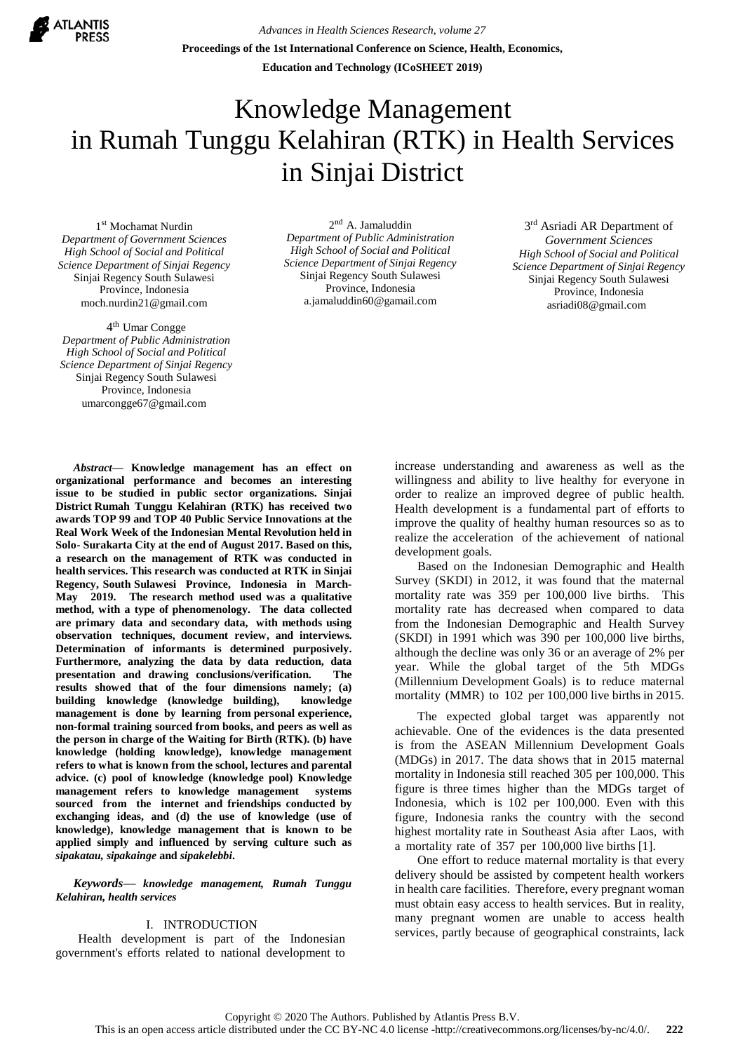# Knowledge Management in Rumah Tunggu Kelahiran (RTK) in Health Services in Sinjai District

1st Mochamat Nurdin
*Department of Government Sciences*
*High School of Social and Political Science Department of Sinjai Regency*
Sinjai Regency South Sulawesi Province, Indonesia
moch.nurdin21@gmail.com

2nd A. Jamaluddin
*Department of Public Administration*
*High School of Social and Political Science Department of Sinjai Regency*
Sinjai Regency South Sulawesi Province, Indonesia
a.jamaluddin60@gamail.com

3rd Asriadi AR Department of
*Government Sciences*
*High School of Social and Political Science Department of Sinjai Regency*
Sinjai Regency South Sulawesi Province, Indonesia
asriadi08@gmail.com

4th Umar Congge
*Department of Public Administration*
*High School of Social and Political Science Department of Sinjai Regency*
Sinjai Regency South Sulawesi Province, Indonesia
umarcongge67@gmail.com

***Abstract*— Knowledge management has an effect on organizational performance and becomes an interesting issue to be studied in public sector organizations. Sinjai District Rumah Tunggu Kelahiran (RTK) has received two awards TOP 99 and TOP 40 Public Service Innovations at the Real Work Week of the Indonesian Mental Revolution held in Solo- Surakarta City at the end of August 2017. Based on this, a research on the management of RTK was conducted in health services. This research was conducted at RTK in Sinjai Regency, South Sulawesi Province, Indonesia in March-May 2019. The research method used was a qualitative method, with a type of phenomenology. The data collected are primary data and secondary data, with methods using observation techniques, document review, and interviews. Determination of informants is determined purposively. Furthermore, analyzing the data by data reduction, data presentation and drawing conclusions/verification. The results showed that of the four dimensions namely; (a) building knowledge (knowledge building), knowledge management is done by learning from personal experience, non-formal training sourced from books, and peers as well as the person in charge of the Waiting for Birth (RTK). (b) have knowledge (holding knowledge), knowledge management refers to what is known from the school, lectures and parental advice. (c) pool of knowledge (knowledge pool) Knowledge management refers to knowledge management systems sourced from the internet and friendships conducted by exchanging ideas, and (d) the use of knowledge (use of knowledge), knowledge management that is known to be applied simply and influenced by serving culture such as *sipakatau, sipakainge* and *sipakelebbi*.**

***Keywords*— *knowledge management, Rumah Tunggu Kelahiran, health services***

## I. INTRODUCTION

Health development is part of the Indonesian government's efforts related to national development to increase understanding and awareness as well as the willingness and ability to live healthy for everyone in order to realize an improved degree of public health. Health development is a fundamental part of efforts to improve the quality of healthy human resources so as to realize the acceleration of the achievement of national development goals.

Based on the Indonesian Demographic and Health Survey (SKDI) in 2012, it was found that the maternal mortality rate was 359 per 100,000 live births. This mortality rate has decreased when compared to data from the Indonesian Demographic and Health Survey (SKDI) in 1991 which was 390 per 100,000 live births, although the decline was only 36 or an average of 2% per year. While the global target of the 5th MDGs (Millennium Development Goals) is to reduce maternal mortality (MMR) to 102 per 100,000 live births in 2015.

The expected global target was apparently not achievable. One of the evidences is the data presented is from the ASEAN Millennium Development Goals (MDGs) in 2017. The data shows that in 2015 maternal mortality in Indonesia still reached 305 per 100,000. This figure is three times higher than the MDGs target of Indonesia, which is 102 per 100,000. Even with this figure, Indonesia ranks the country with the second highest mortality rate in Southeast Asia after Laos, with a mortality rate of 357 per 100,000 live births [1].

One effort to reduce maternal mortality is that every delivery should be assisted by competent health workers in health care facilities. Therefore, every pregnant woman must obtain easy access to health services. But in reality, many pregnant women are unable to access health services, partly because of geographical constraints, lack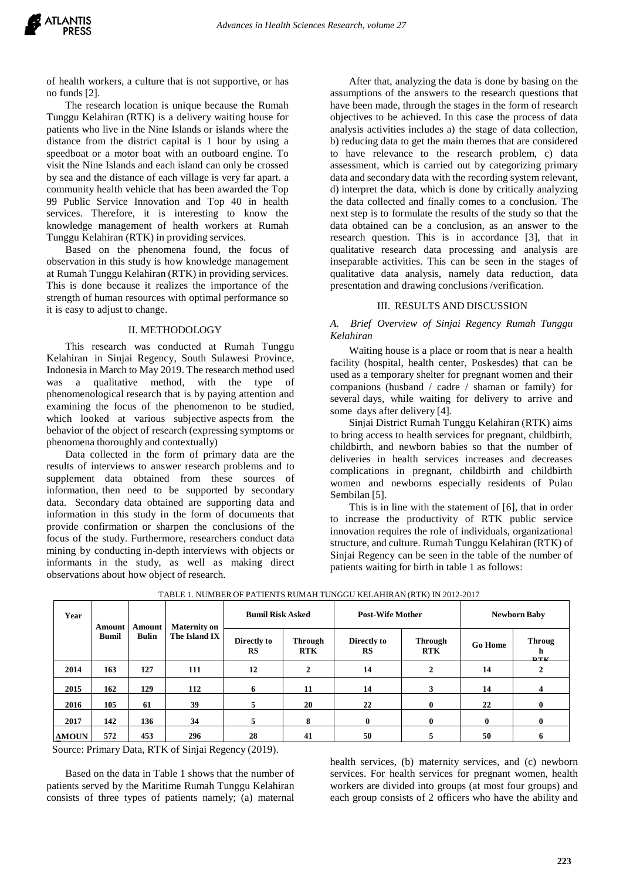of health workers, a culture that is not supportive, or has no funds [2].

The research location is unique because the Rumah Tunggu Kelahiran (RTK) is a delivery waiting house for patients who live in the Nine Islands or islands where the distance from the district capital is 1 hour by using a speedboat or a motor boat with an outboard engine. To visit the Nine Islands and each island can only be crossed by sea and the distance of each village is very far apart. a community health vehicle that has been awarded the Top 99 Public Service Innovation and Top 40 in health services. Therefore, it is interesting to know the knowledge management of health workers at Rumah Tunggu Kelahiran (RTK) in providing services.

Based on the phenomena found, the focus of observation in this study is how knowledge management at Rumah Tunggu Kelahiran (RTK) in providing services. This is done because it realizes the importance of the strength of human resources with optimal performance so it is easy to adjust to change.

## II. METHODOLOGY

This research was conducted at Rumah Tunggu Kelahiran in Sinjai Regency, South Sulawesi Province, Indonesia in March to May 2019. The research method used was a qualitative method, with the type of phenomenological research that is by paying attention and examining the focus of the phenomenon to be studied, which looked at various subjective aspects from the behavior of the object of research (expressing symptoms or phenomena thoroughly and contextually)

Data collected in the form of primary data are the results of interviews to answer research problems and to supplement data obtained from these sources of information, then need to be supported by secondary data. Secondary data obtained are supporting data and information in this study in the form of documents that provide confirmation or sharpen the conclusions of the focus of the study. Furthermore, researchers conduct data mining by conducting in-depth interviews with objects or informants in the study, as well as making direct observations about how object of research.

After that, analyzing the data is done by basing on the assumptions of the answers to the research questions that have been made, through the stages in the form of research objectives to be achieved. In this case the process of data analysis activities includes a) the stage of data collection, b) reducing data to get the main themes that are considered to have relevance to the research problem, c) data assessment, which is carried out by categorizing primary data and secondary data with the recording system relevant, d) interpret the data, which is done by critically analyzing the data collected and finally comes to a conclusion. The next step is to formulate the results of the study so that the data obtained can be a conclusion, as an answer to the research question. This is in accordance [3], that in qualitative research data processing and analysis are inseparable activities. This can be seen in the stages of qualitative data analysis, namely data reduction, data presentation and drawing conclusions /verification.

## III. RESULTS AND DISCUSSION

### *A. Brief Overview of Sinjai Regency Rumah Tunggu Kelahiran*

Waiting house is a place or room that is near a health facility (hospital, health center, Poskesdes) that can be used as a temporary shelter for pregnant women and their companions (husband / cadre / shaman or family) for several days, while waiting for delivery to arrive and some days after delivery [4].

Sinjai District Rumah Tunggu Kelahiran (RTK) aims to bring access to health services for pregnant, childbirth, childbirth, and newborn babies so that the number of deliveries in health services increases and decreases complications in pregnant, childbirth and childbirth women and newborns especially residents of Pulau Sembilan [5].

This is in line with the statement of [6], that in order to increase the productivity of RTK public service innovation requires the role of individuals, organizational structure, and culture. Rumah Tunggu Kelahiran (RTK) of Sinjai Regency can be seen in the table of the number of patients waiting for birth in table 1 as follows:

TABLE 1. NUMBER OF PATIENTS RUMAH TUNGGU KELAHIRAN (RTK) IN 2012-2017

| Year | Amount Bumil | Amount Bulin | Maternity on The Island IX | Bumil Risk Asked | | Post-Wife Mother | | Newborn Baby | |
|---|---|---|---|---|---|---|---|---|---|
| | | | | Directly to RS | Through RTK | Directly to RS | Through RTK | Go Home | Through RTK |
| 2014 | 163 | 127 | 111 | 12 | 2 | 14 | 2 | 14 | 2 |
| 2015 | 162 | 129 | 112 | 6 | 11 | 14 | 3 | 14 | 4 |
| 2016 | 105 | 61 | 39 | 5 | 20 | 22 | 0 | 22 | 0 |
| 2017 | 142 | 136 | 34 | 5 | 8 | 0 | 0 | 0 | 0 |
| AMOUN | 572 | 453 | 296 | 28 | 41 | 50 | 5 | 50 | 6 |

Source: Primary Data, RTK of Sinjai Regency (2019).

Based on the data in Table 1 shows that the number of patients served by the Maritime Rumah Tunggu Kelahiran consists of three types of patients namely; (a) maternal health services, (b) maternity services, and (c) newborn services. For health services for pregnant women, health workers are divided into groups (at most four groups) and each group consists of 2 officers who have the ability and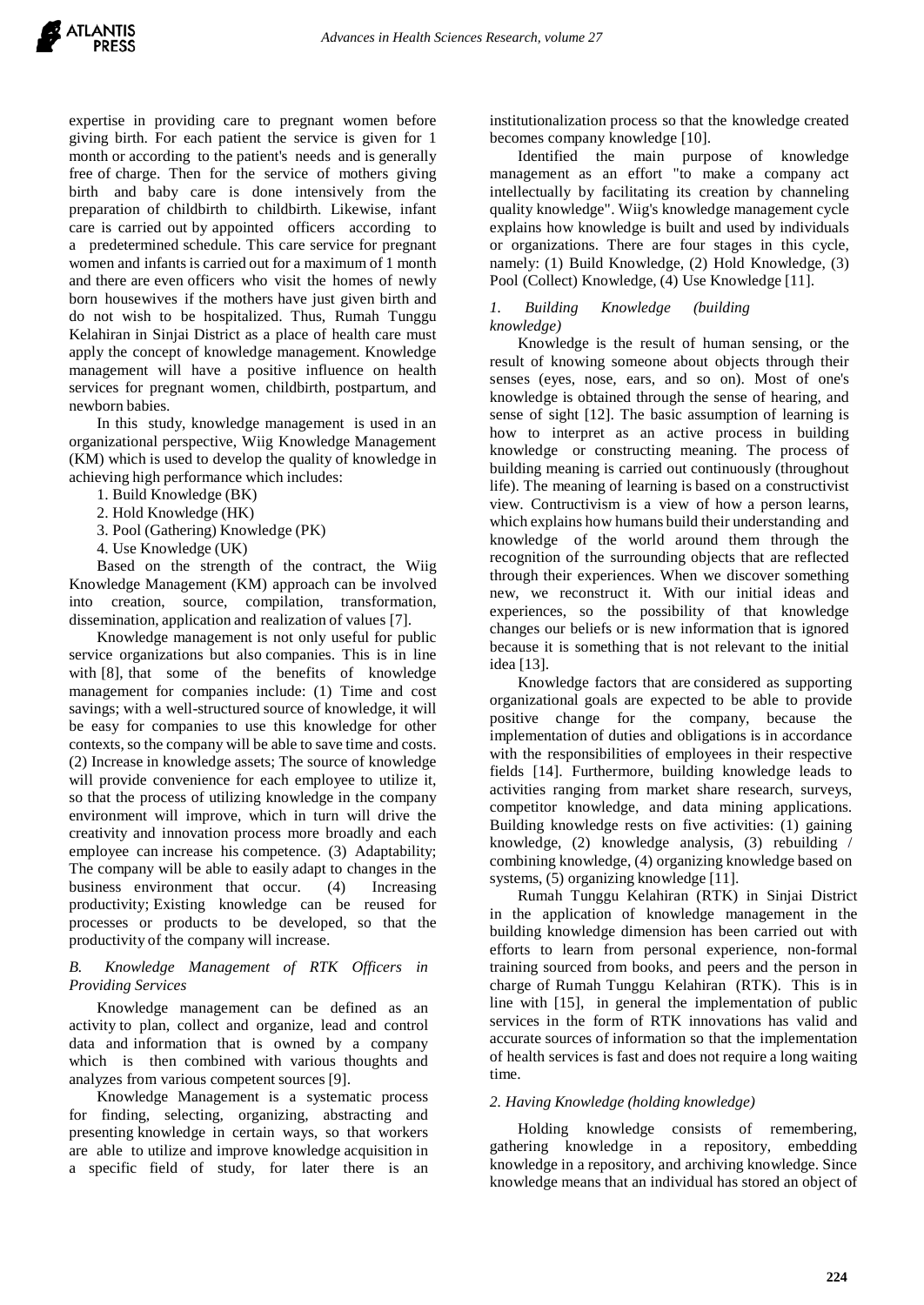expertise in providing care to pregnant women before giving birth. For each patient the service is given for 1 month or according to the patient's needs and is generally free of charge. Then for the service of mothers giving birth and baby care is done intensively from the preparation of childbirth to childbirth. Likewise, infant care is carried out by appointed officers according to a predetermined schedule. This care service for pregnant women and infants is carried out for a maximum of 1 month and there are even officers who visit the homes of newly born housewives if the mothers have just given birth and do not wish to be hospitalized. Thus, Rumah Tunggu Kelahiran in Sinjai District as a place of health care must apply the concept of knowledge management. Knowledge management will have a positive influence on health services for pregnant women, childbirth, postpartum, and newborn babies.

In this study, knowledge management is used in an organizational perspective, Wiig Knowledge Management (KM) which is used to develop the quality of knowledge in achieving high performance which includes:

1. Build Knowledge (BK)
2. Hold Knowledge (HK)
3. Pool (Gathering) Knowledge (PK)
4. Use Knowledge (UK)

Based on the strength of the contract, the Wiig Knowledge Management (KM) approach can be involved into creation, source, compilation, transformation, dissemination, application and realization of values [7].

Knowledge management is not only useful for public service organizations but also companies. This is in line with [8], that some of the benefits of knowledge management for companies include: (1) Time and cost savings; with a well-structured source of knowledge, it will be easy for companies to use this knowledge for other contexts, so the company will be able to save time and costs. (2) Increase in knowledge assets; The source of knowledge will provide convenience for each employee to utilize it, so that the process of utilizing knowledge in the company environment will improve, which in turn will drive the creativity and innovation process more broadly and each employee can increase his competence. (3) Adaptability; The company will be able to easily adapt to changes in the business environment that occur. (4) Increasing productivity; Existing knowledge can be reused for processes or products to be developed, so that the productivity of the company will increase.

### *B. Knowledge Management of RTK Officers in Providing Services*

Knowledge management can be defined as an activity to plan, collect and organize, lead and control data and information that is owned by a company which is then combined with various thoughts and analyzes from various competent sources [9].

Knowledge Management is a systematic process for finding, selecting, organizing, abstracting and presenting knowledge in certain ways, so that workers are able to utilize and improve knowledge acquisition in a specific field of study, for later there is an institutionalization process so that the knowledge created becomes company knowledge [10].

Identified the main purpose of knowledge management as an effort "to make a company act intellectually by facilitating its creation by channeling quality knowledge". Wiig's knowledge management cycle explains how knowledge is built and used by individuals or organizations. There are four stages in this cycle, namely: (1) Build Knowledge, (2) Hold Knowledge, (3) Pool (Collect) Knowledge, (4) Use Knowledge [11].

#### *1. Building Knowledge (building knowledge)*

Knowledge is the result of human sensing, or the result of knowing someone about objects through their senses (eyes, nose, ears, and so on). Most of one's knowledge is obtained through the sense of hearing, and sense of sight [12]. The basic assumption of learning is how to interpret as an active process in building knowledge or constructing meaning. The process of building meaning is carried out continuously (throughout life). The meaning of learning is based on a constructivist view. Contructivism is a view of how a person learns, which explains how humans build their understanding and knowledge of the world around them through the recognition of the surrounding objects that are reflected through their experiences. When we discover something new, we reconstruct it. With our initial ideas and experiences, so the possibility of that knowledge changes our beliefs or is new information that is ignored because it is something that is not relevant to the initial idea [13].

Knowledge factors that are considered as supporting organizational goals are expected to be able to provide positive change for the company, because the implementation of duties and obligations is in accordance with the responsibilities of employees in their respective fields [14]. Furthermore, building knowledge leads to activities ranging from market share research, surveys, competitor knowledge, and data mining applications. Building knowledge rests on five activities: (1) gaining knowledge, (2) knowledge analysis, (3) rebuilding / combining knowledge, (4) organizing knowledge based on systems, (5) organizing knowledge [11].

Rumah Tunggu Kelahiran (RTK) in Sinjai District in the application of knowledge management in the building knowledge dimension has been carried out with efforts to learn from personal experience, non-formal training sourced from books, and peers and the person in charge of Rumah Tunggu Kelahiran (RTK). This is in line with [15], in general the implementation of public services in the form of RTK innovations has valid and accurate sources of information so that the implementation of health services is fast and does not require a long waiting time.

#### *2. Having Knowledge (holding knowledge)*

Holding knowledge consists of remembering, gathering knowledge in a repository, embedding knowledge in a repository, and archiving knowledge. Since knowledge means that an individual has stored an object of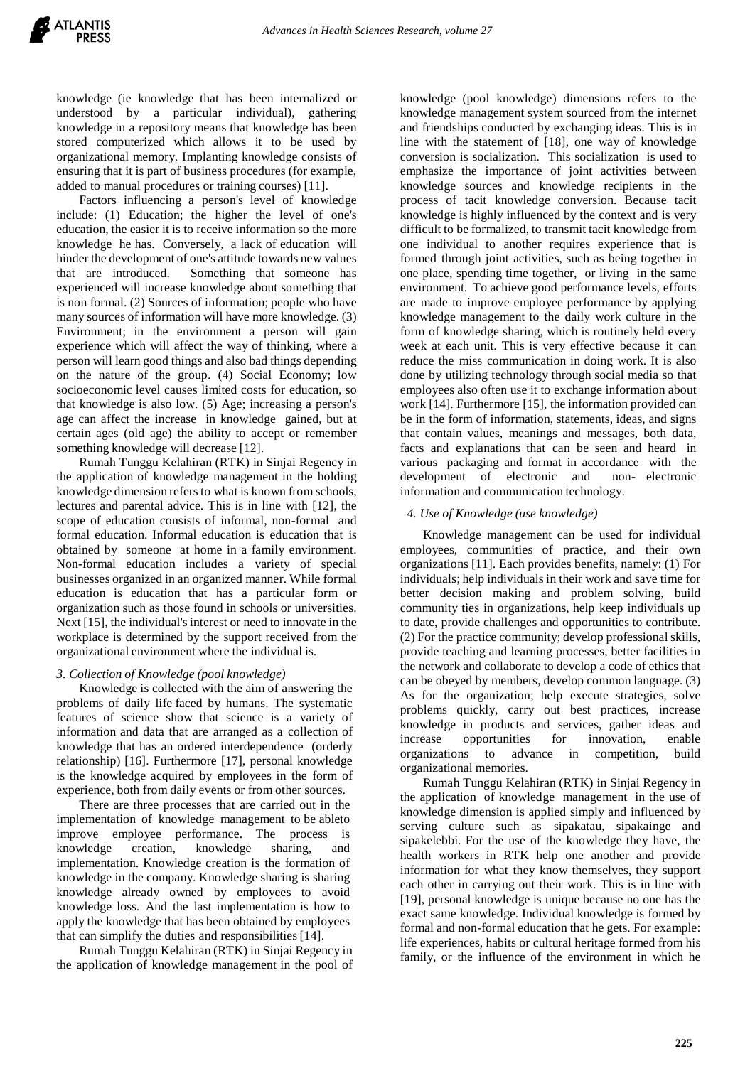knowledge (ie knowledge that has been internalized or understood by a particular individual), gathering knowledge in a repository means that knowledge has been stored computerized which allows it to be used by organizational memory. Implanting knowledge consists of ensuring that it is part of business procedures (for example, added to manual procedures or training courses) [11].

Factors influencing a person's level of knowledge include: (1) Education; the higher the level of one's education, the easier it is to receive information so the more knowledge he has. Conversely, a lack of education will hinder the development of one's attitude towards new values that are introduced. Something that someone has experienced will increase knowledge about something that is non formal. (2) Sources of information; people who have many sources of information will have more knowledge. (3) Environment; in the environment a person will gain experience which will affect the way of thinking, where a person will learn good things and also bad things depending on the nature of the group. (4) Social Economy; low socioeconomic level causes limited costs for education, so that knowledge is also low. (5) Age; increasing a person's age can affect the increase in knowledge gained, but at certain ages (old age) the ability to accept or remember something knowledge will decrease [12].

Rumah Tunggu Kelahiran (RTK) in Sinjai Regency in the application of knowledge management in the holding knowledge dimension refers to what is known from schools, lectures and parental advice. This is in line with [12], the scope of education consists of informal, non-formal and formal education. Informal education is education that is obtained by someone at home in a family environment. Non-formal education includes a variety of special businesses organized in an organized manner. While formal education is education that has a particular form or organization such as those found in schools or universities. Next [15], the individual's interest or need to innovate in the workplace is determined by the support received from the organizational environment where the individual is.

### 3. Collection of Knowledge (pool knowledge)

Knowledge is collected with the aim of answering the problems of daily life faced by humans. The systematic features of science show that science is a variety of information and data that are arranged as a collection of knowledge that has an ordered interdependence (orderly relationship) [16]. Furthermore [17], personal knowledge is the knowledge acquired by employees in the form of experience, both from daily events or from other sources.

There are three processes that are carried out in the implementation of knowledge management to be ableto improve employee performance. The process is knowledge creation, knowledge sharing, and implementation. Knowledge creation is the formation of knowledge in the company. Knowledge sharing is sharing knowledge already owned by employees to avoid knowledge loss. And the last implementation is how to apply the knowledge that has been obtained by employees that can simplify the duties and responsibilities [14].

Rumah Tunggu Kelahiran (RTK) in Sinjai Regency in the application of knowledge management in the pool of knowledge (pool knowledge) dimensions refers to the knowledge management system sourced from the internet and friendships conducted by exchanging ideas. This is in line with the statement of [18], one way of knowledge conversion is socialization. This socialization is used to emphasize the importance of joint activities between knowledge sources and knowledge recipients in the process of tacit knowledge conversion. Because tacit knowledge is highly influenced by the context and is very difficult to be formalized, to transmit tacit knowledge from one individual to another requires experience that is formed through joint activities, such as being together in one place, spending time together, or living in the same environment. To achieve good performance levels, efforts are made to improve employee performance by applying knowledge management to the daily work culture in the form of knowledge sharing, which is routinely held every week at each unit. This is very effective because it can reduce the miss communication in doing work. It is also done by utilizing technology through social media so that employees also often use it to exchange information about work [14]. Furthermore [15], the information provided can be in the form of information, statements, ideas, and signs that contain values, meanings and messages, both data, facts and explanations that can be seen and heard in various packaging and format in accordance with the development of electronic and non- electronic information and communication technology.

### 4. Use of Knowledge (use knowledge)

Knowledge management can be used for individual employees, communities of practice, and their own organizations [11]. Each provides benefits, namely: (1) For individuals; help individuals in their work and save time for better decision making and problem solving, build community ties in organizations, help keep individuals up to date, provide challenges and opportunities to contribute. (2) For the practice community; develop professional skills, provide teaching and learning processes, better facilities in the network and collaborate to develop a code of ethics that can be obeyed by members, develop common language. (3) As for the organization; help execute strategies, solve problems quickly, carry out best practices, increase knowledge in products and services, gather ideas and increase opportunities for innovation, enable organizations to advance in competition, build organizational memories.

Rumah Tunggu Kelahiran (RTK) in Sinjai Regency in the application of knowledge management in the use of knowledge dimension is applied simply and influenced by serving culture such as sipakatau, sipakainge and sipakelebbi. For the use of the knowledge they have, the health workers in RTK help one another and provide information for what they know themselves, they support each other in carrying out their work. This is in line with [19], personal knowledge is unique because no one has the exact same knowledge. Individual knowledge is formed by formal and non-formal education that he gets. For example: life experiences, habits or cultural heritage formed from his family, or the influence of the environment in which he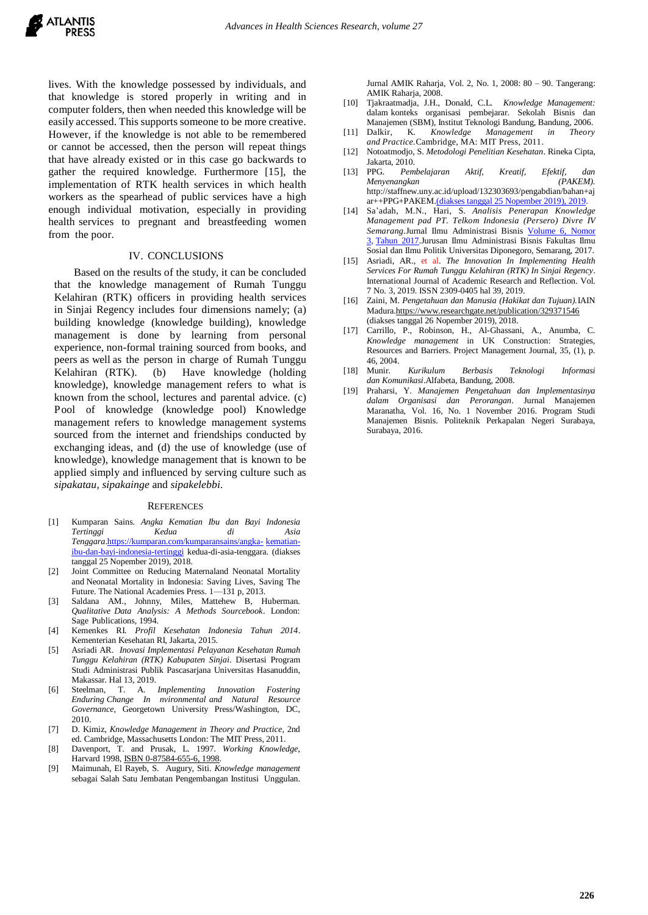lives. With the knowledge possessed by individuals, and that knowledge is stored properly in writing and in computer folders, then when needed this knowledge will be easily accessed. This supports someone to be more creative. However, if the knowledge is not able to be remembered or cannot be accessed, then the person will repeat things that have already existed or in this case go backwards to gather the required knowledge. Furthermore [15], the implementation of RTK health services in which health workers as the spearhead of public services have a high enough individual motivation, especially in providing health services to pregnant and breastfeeding women from the poor.

## IV. CONCLUSIONS

Based on the results of the study, it can be concluded that the knowledge management of Rumah Tunggu Kelahiran (RTK) officers in providing health services in Sinjai Regency includes four dimensions namely; (a) building knowledge (knowledge building), knowledge management is done by learning from personal experience, non-formal training sourced from books, and peers as well as the person in charge of Rumah Tunggu Kelahiran (RTK). (b) Have knowledge (holding knowledge), knowledge management refers to what is known from the school, lectures and parental advice. (c) Pool of knowledge (knowledge pool) Knowledge management refers to knowledge management systems sourced from the internet and friendships conducted by exchanging ideas, and (d) the use of knowledge (use of knowledge), knowledge management that is known to be applied simply and influenced by serving culture such as *sipakatau*, *sipakainge* and *sipakelebbi*.

## REFERENCES

[1] Kumparan Sains. *Angka Kematian Ibu dan Bayi Indonesia Tertinggi Kedua di Asia Tenggara*.https://kumparan.com/kumparansains/angka- kematian-ibu-dan-bayi-indonesia-tertinggi kedua-di-asia-tenggara. (diakses tanggal 25 Nopember 2019), 2018.

[2] Joint Committee on Reducing Maternaland Neonatal Mortality and Neonatal Mortality in Indonesia: Saving Lives, Saving The Future. The National Academies Press. 1—131 p, 2013.

[3] Saldana AM., Johnny, Miles, Mattehew B, Huberman. *Qualitative Data Analysis: A Methods Sourcebook*. London: Sage Publications, 1994.

[4] Kemenkes RI. *Profil Kesehatan Indonesia Tahun 2014*. Kementerian Kesehatan RI, Jakarta, 2015.

[5] Asriadi AR. *Inovasi Implementasi Pelayanan Kesehatan Rumah Tunggu Kelahiran (RTK) Kabupaten Sinjai*. Disertasi Program Studi Administrasi Publik Pascasarjana Universitas Hasanuddin, Makassar. Hal 13, 2019.

[6] Steelman, T. A. *Implementing Innovation Fostering Enduring Change In nvironmental and Natural Resource Governance*, Georgetown University Press/Washington, DC, 2010.

[7] D. Kimiz, *Knowledge Management in Theory and Practice*, 2nd ed. Cambridge, Massachusetts London: The MIT Press, 2011.

[8] Davenport, T. and Prusak, L. 1997. *Working Knowledge*, Harvard 1998, ISBN 0-87584-655-6, 1998.

[9] Maimunah, El Rayeb, S. Augury, Siti. *Knowledge management* sebagai Salah Satu Jembatan Pengembangan Institusi Unggulan. Jurnal AMIK Raharja, Vol. 2, No. 1, 2008: 80 – 90. Tangerang: AMIK Raharja, 2008.

[10] Tjakraatmadja, J.H., Donald, C.L. *Knowledge Management:* dalam konteks organisasi pembejarar. Sekolah Bisnis dan Manajemen (SBM), Institut Teknologi Bandung, Bandung, 2006.

[11] Dalkir, K. *Knowledge Management in Theory and Practice*.Cambridge, MA: MIT Press, 2011.

[12] Notoatmodjo, S. *Metodologi Penelitian Kesehatan*. Rineka Cipta, Jakarta, 2010.

[13] PPG. *Pembelajaran Aktif, Kreatif, Efektif, dan Menyenangkan (PAKEM).* http://staffnew.uny.ac.id/upload/132303693/pengabdian/bahan+ajar++PPG+PAKEM.(diakses tanggal 25 Nopember 2019), 2019.

[14] Sa'adah, M.N., Hari, S. *Analisis Penerapan Knowledge Management pad PT. Telkom Indonesia (Persero) Divre IV Semarang*.Jurnal Ilmu Administrasi Bisnis Volume 6, Nomor 3, Tahun 2017.Jurusan Ilmu Administrasi Bisnis Fakultas Ilmu Sosial dan Ilmu Politik Universitas Diponegoro, Semarang, 2017.

[15] Asriadi, AR., et al. *The Innovation In Implementing Health Services For Rumah Tunggu Kelahiran (RTK) In Sinjai Regency*. International Journal of Academic Research and Reflection. Vol. 7 No. 3, 2019. ISSN 2309-0405 hal 39, 2019.

[16] Zaini, M. *Pengetahuan dan Manusia (Hakikat dan Tujuan).*IAIN Madura.https://www.researchgate.net/publication/329371546 (diakses tanggal 26 Nopember 2019), 2018.

[17] Carrillo, P., Robinson, H., Al-Ghassani, A., Anumba, C. *Knowledge management* in UK Construction: Strategies, Resources and Barriers. Project Management Journal, 35, (1), p. 46, 2004.

[18] Munir. *Kurikulum Berbasis Teknologi Informasi dan Komunikasi*.Alfabeta, Bandung, 2008.

[19] Praharsi, Y. *Manajemen Pengetahuan dan Implementasinya dalam Organisasi dan Perorangan*. Jurnal Manajemen Maranatha, Vol. 16, No. 1 November 2016. Program Studi Manajemen Bisnis. Politeknik Perkapalan Negeri Surabaya, Surabaya, 2016.